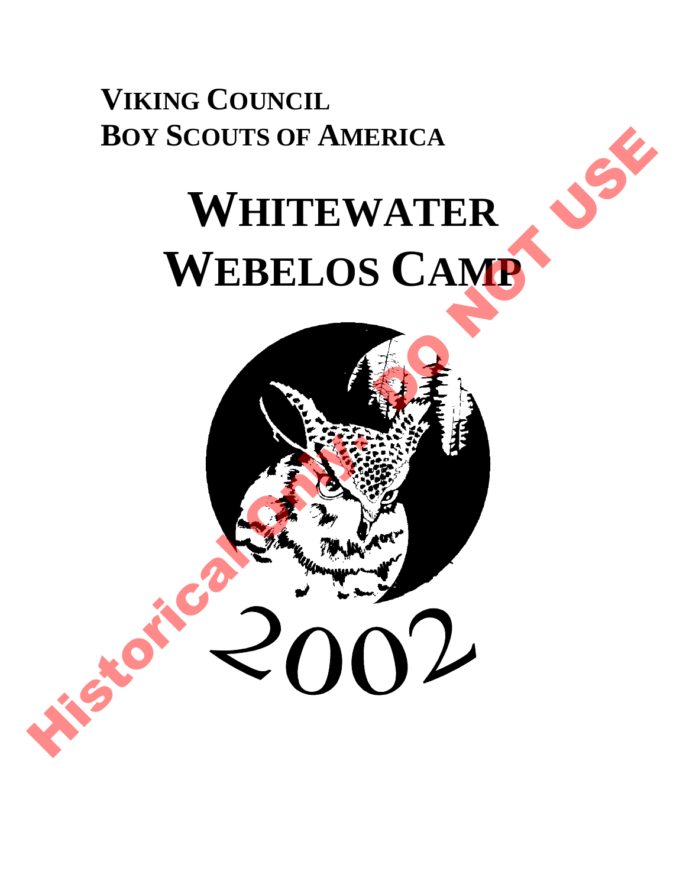**VIKING COUNCIL**
**BOY SCOUTS OF AMERICA**

# WHITEWATER WEBELOS CAMP

2002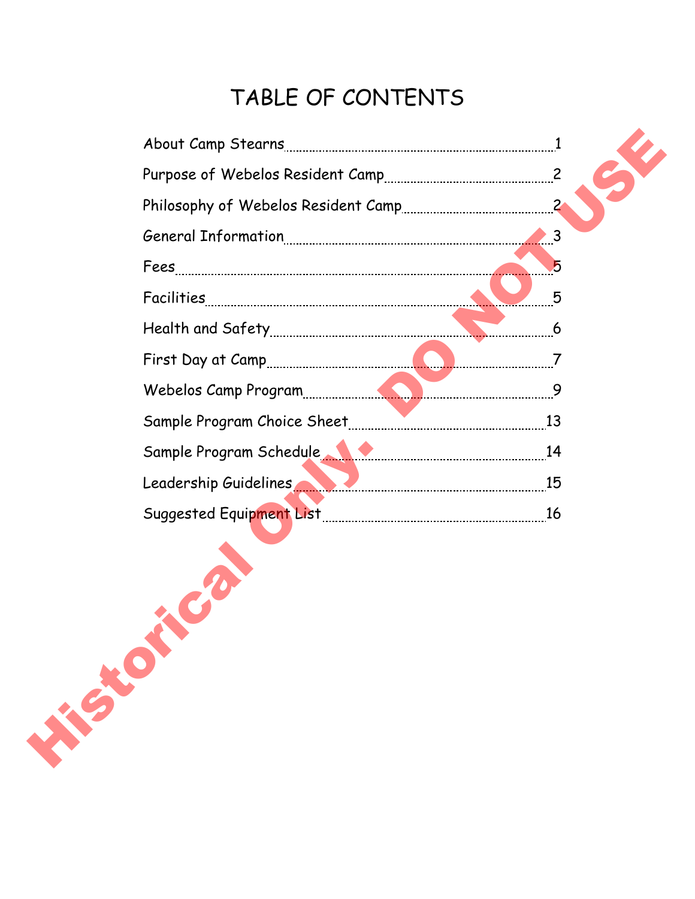# TABLE OF CONTENTS

| | |
|---|---|
| About Camp Stearns | 1 |
| Purpose of Webelos Resident Camp | 2 |
| Philosophy of Webelos Resident Camp | 2 |
| General Information | 3 |
| Fees | 5 |
| Facilities | 5 |
| Health and Safety | 6 |
| First Day at Camp | 7 |
| Webelos Camp Program | 9 |
| Sample Program Choice Sheet | 13 |
| Sample Program Schedule | 14 |
| Leadership Guidelines | 15 |
| Suggested Equipment List | 16 |

Historical Only. DO NOT USE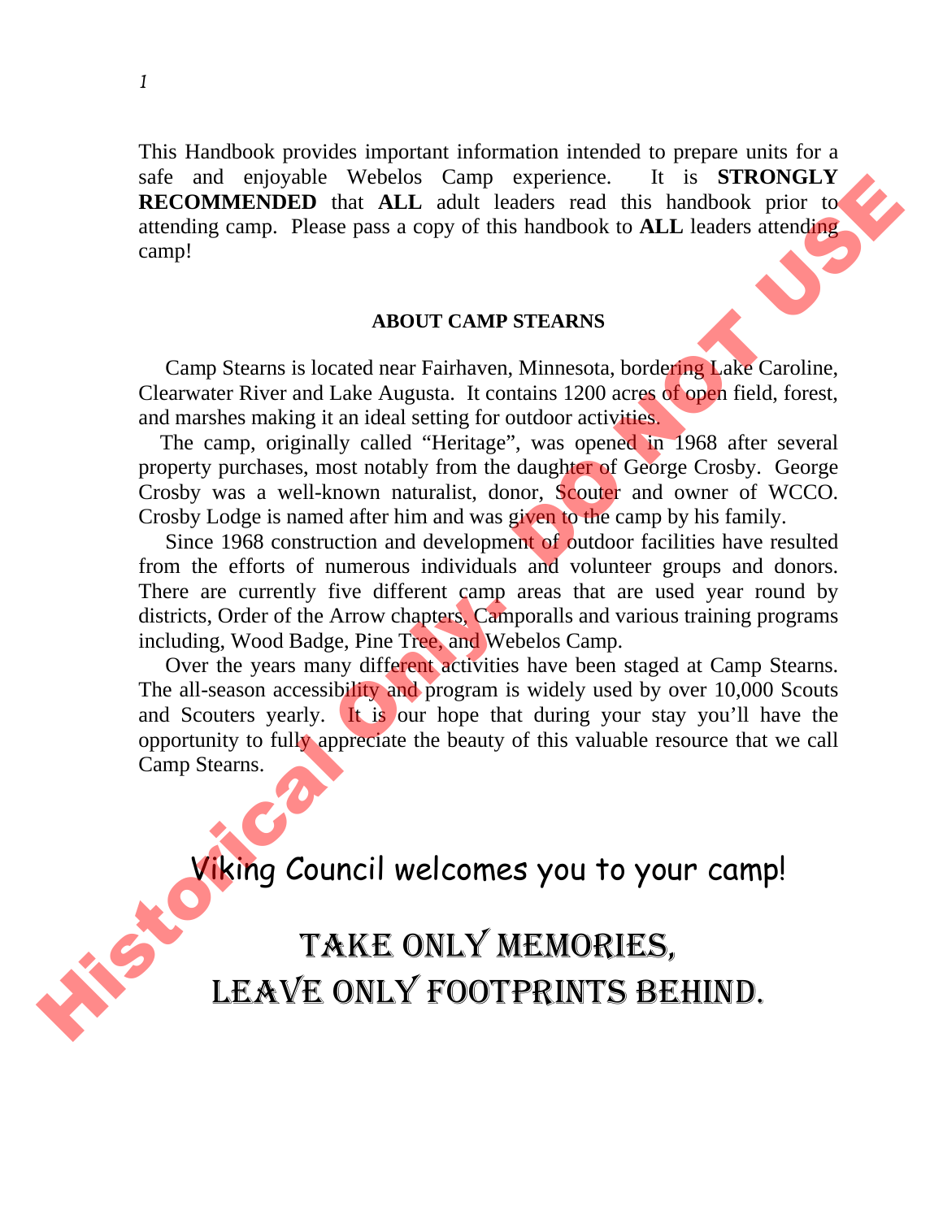This Handbook provides important information intended to prepare units for a safe and enjoyable Webelos Camp experience. It is **STRONGLY RECOMMENDED** that **ALL** adult leaders read this handbook prior to attending camp. Please pass a copy of this handbook to **ALL** leaders attending camp!

## ABOUT CAMP STEARNS

Camp Stearns is located near Fairhaven, Minnesota, bordering Lake Caroline, Clearwater River and Lake Augusta. It contains 1200 acres of open field, forest, and marshes making it an ideal setting for outdoor activities.

The camp, originally called "Heritage", was opened in 1968 after several property purchases, most notably from the daughter of George Crosby. George Crosby was a well-known naturalist, donor, Scouter and owner of WCCO. Crosby Lodge is named after him and was given to the camp by his family.

Since 1968 construction and development of outdoor facilities have resulted from the efforts of numerous individuals and volunteer groups and donors. There are currently five different camp areas that are used year round by districts, Order of the Arrow chapters, Camporalls and various training programs including, Wood Badge, Pine Tree, and Webelos Camp.

Over the years many different activities have been staged at Camp Stearns. The all-season accessibility and program is widely used by over 10,000 Scouts and Scouters yearly. It is our hope that during your stay you'll have the opportunity to fully appreciate the beauty of this valuable resource that we call Camp Stearns.

Viking Council welcomes you to your camp!

TAKE ONLY MEMORIES,
LEAVE ONLY FOOTPRINTS BEHIND.

Historical Only: DO NOT USE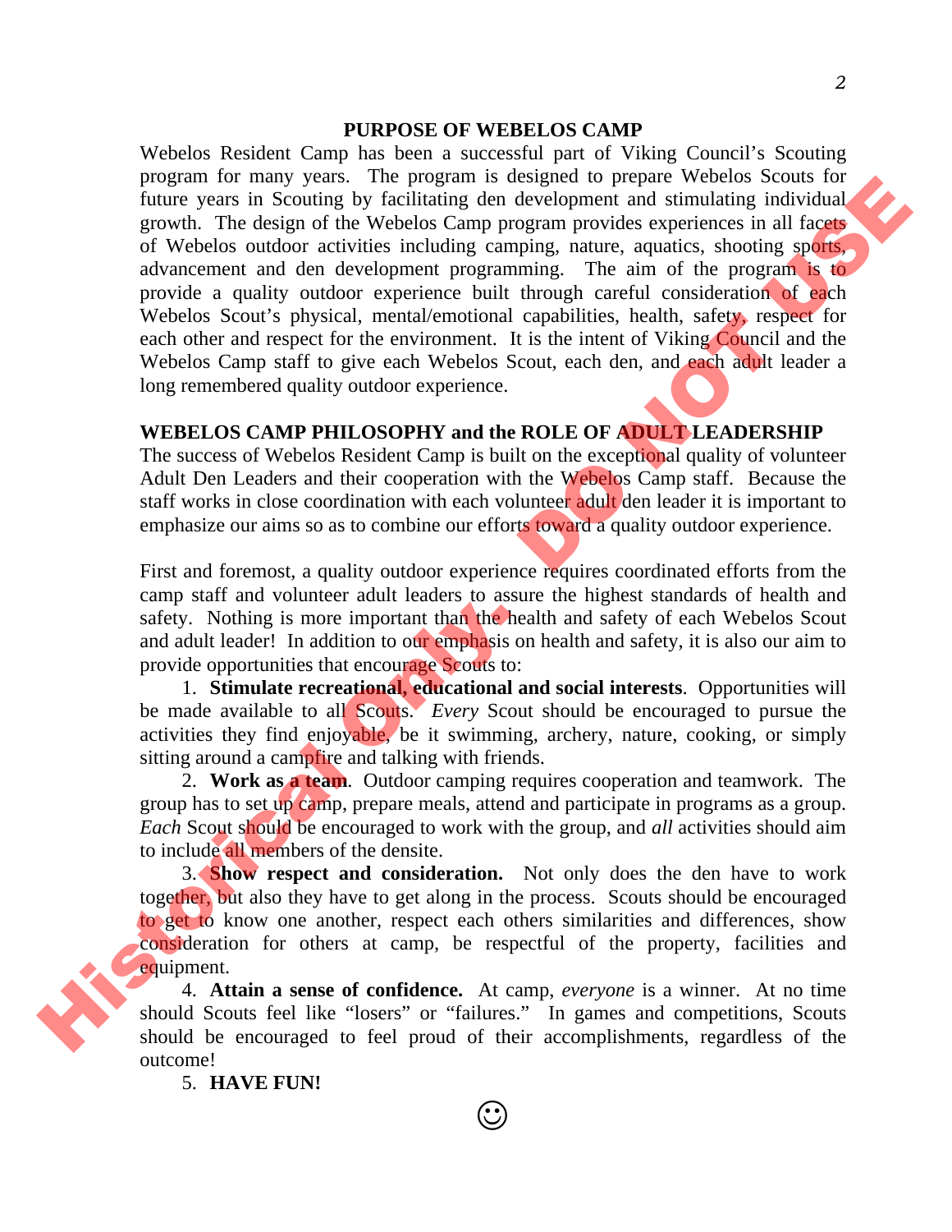## PURPOSE OF WEBELOS CAMP

Webelos Resident Camp has been a successful part of Viking Council's Scouting program for many years. The program is designed to prepare Webelos Scouts for future years in Scouting by facilitating den development and stimulating individual growth. The design of the Webelos Camp program provides experiences in all facets of Webelos outdoor activities including camping, nature, aquatics, shooting sports, advancement and den development programming. The aim of the program is to provide a quality outdoor experience built through careful consideration of each Webelos Scout's physical, mental/emotional capabilities, health, safety, respect for each other and respect for the environment. It is the intent of Viking Council and the Webelos Camp staff to give each Webelos Scout, each den, and each adult leader a long remembered quality outdoor experience.

## WEBELOS CAMP PHILOSOPHY and the ROLE OF ADULT LEADERSHIP

The success of Webelos Resident Camp is built on the exceptional quality of volunteer Adult Den Leaders and their cooperation with the Webelos Camp staff. Because the staff works in close coordination with each volunteer adult den leader it is important to emphasize our aims so as to combine our efforts toward a quality outdoor experience.

First and foremost, a quality outdoor experience requires coordinated efforts from the camp staff and volunteer adult leaders to assure the highest standards of health and safety. Nothing is more important than the health and safety of each Webelos Scout and adult leader! In addition to our emphasis on health and safety, it is also our aim to provide opportunities that encourage Scouts to:

1. **Stimulate recreational, educational and social interests**. Opportunities will be made available to all Scouts. *Every* Scout should be encouraged to pursue the activities they find enjoyable, be it swimming, archery, nature, cooking, or simply sitting around a campfire and talking with friends.
2. **Work as a team**. Outdoor camping requires cooperation and teamwork. The group has to set up camp, prepare meals, attend and participate in programs as a group. *Each* Scout should be encouraged to work with the group, and *all* activities should aim to include all members of the densite.
3. **Show respect and consideration.** Not only does the den have to work together, but also they have to get along in the process. Scouts should be encouraged to get to know one another, respect each others similarities and differences, show consideration for others at camp, be respectful of the property, facilities and equipment.
4. **Attain a sense of confidence.** At camp, *everyone* is a winner. At no time should Scouts feel like "losers" or "failures." In games and competitions, Scouts should be encouraged to feel proud of their accomplishments, regardless of the outcome!
5. **HAVE FUN!**

☺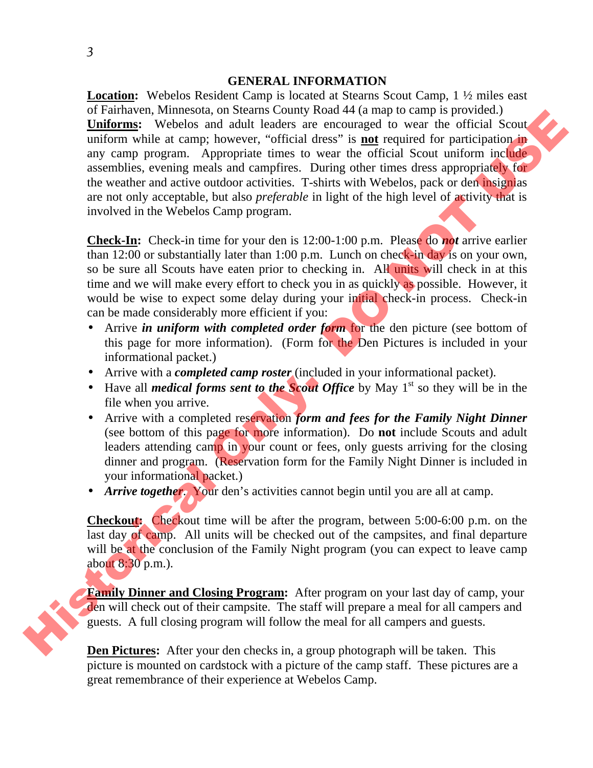## GENERAL INFORMATION

**Location:** Webelos Resident Camp is located at Stearns Scout Camp, 1 ½ miles east of Fairhaven, Minnesota, on Stearns County Road 44 (a map to camp is provided.)

**Uniforms:** Webelos and adult leaders are encouraged to wear the official Scout uniform while at camp; however, "official dress" is **not** required for participation in any camp program. Appropriate times to wear the official Scout uniform include assemblies, evening meals and campfires. During other times dress appropriately for the weather and active outdoor activities. T-shirts with Webelos, pack or den insignias are not only acceptable, but also *preferable* in light of the high level of activity that is involved in the Webelos Camp program.

**Check-In:** Check-in time for your den is 12:00-1:00 p.m. Please do ***not*** arrive earlier than 12:00 or substantially later than 1:00 p.m. Lunch on check-in day is on your own, so be sure all Scouts have eaten prior to checking in. All units will check in at this time and we will make every effort to check you in as quickly as possible. However, it would be wise to expect some delay during your initial check-in process. Check-in can be made considerably more efficient if you:

- Arrive ***in uniform with completed order form*** for the den picture (see bottom of this page for more information). (Form for the Den Pictures is included in your informational packet.)
- Arrive with a ***completed camp roster*** (included in your informational packet).
- Have all ***medical forms sent to the Scout Office*** by May 1st so they will be in the file when you arrive.
- Arrive with a completed reservation ***form and fees for the Family Night Dinner*** (see bottom of this page for more information). Do **not** include Scouts and adult leaders attending camp in your count or fees, only guests arriving for the closing dinner and program. (Reservation form for the Family Night Dinner is included in your informational packet.)
- ***Arrive together***. Your den's activities cannot begin until you are all at camp.

**Checkout:** Checkout time will be after the program, between 5:00-6:00 p.m. on the last day of camp. All units will be checked out of the campsites, and final departure will be at the conclusion of the Family Night program (you can expect to leave camp about 8:30 p.m.).

**Family Dinner and Closing Program:** After program on your last day of camp, your den will check out of their campsite. The staff will prepare a meal for all campers and guests. A full closing program will follow the meal for all campers and guests.

**Den Pictures:** After your den checks in, a group photograph will be taken. This picture is mounted on cardstock with a picture of the camp staff. These pictures are a great remembrance of their experience at Webelos Camp.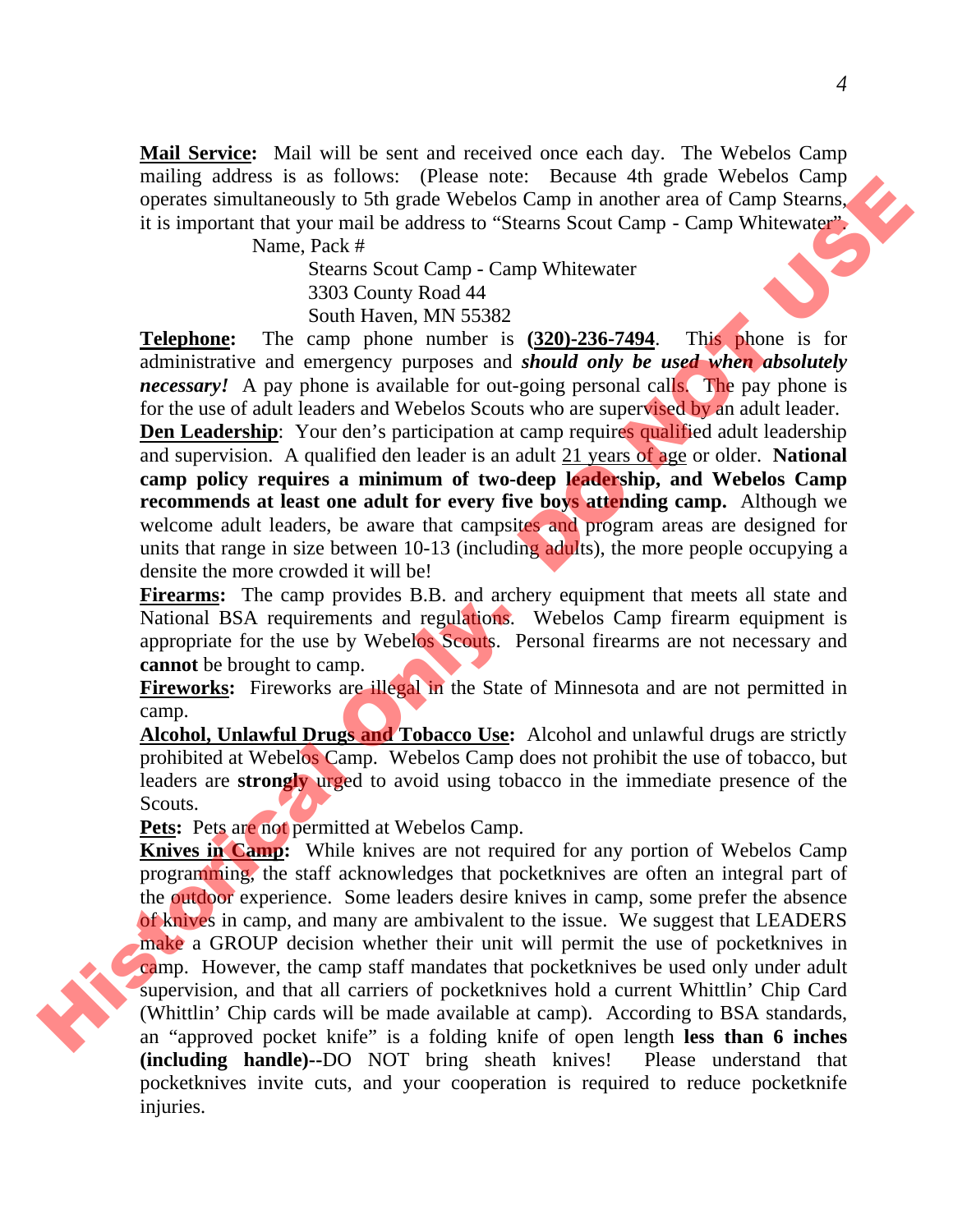**Mail Service:** Mail will be sent and received once each day. The Webelos Camp mailing address is as follows: (Please note: Because 4th grade Webelos Camp operates simultaneously to 5th grade Webelos Camp in another area of Camp Stearns, it is important that your mail be address to "Stearns Scout Camp - Camp Whitewater".

Name, Pack #
Stearns Scout Camp - Camp Whitewater
3303 County Road 44
South Haven, MN 55382

**Telephone:** The camp phone number is **(320)-236-7494**. This phone is for administrative and emergency purposes and ***should only be used when absolutely necessary!*** A pay phone is available for out-going personal calls. The pay phone is for the use of adult leaders and Webelos Scouts who are supervised by an adult leader.

**Den Leadership**: Your den's participation at camp requires qualified adult leadership and supervision. A qualified den leader is an adult 21 years of age or older. **National camp policy requires a minimum of two-deep leadership, and Webelos Camp recommends at least one adult for every five boys attending camp.** Although we welcome adult leaders, be aware that campsites and program areas are designed for units that range in size between 10-13 (including adults), the more people occupying a densite the more crowded it will be!

**Firearms:** The camp provides B.B. and archery equipment that meets all state and National BSA requirements and regulations. Webelos Camp firearm equipment is appropriate for the use by Webelos Scouts. Personal firearms are not necessary and **cannot** be brought to camp.

**Fireworks:** Fireworks are illegal in the State of Minnesota and are not permitted in camp.

**Alcohol, Unlawful Drugs and Tobacco Use:** Alcohol and unlawful drugs are strictly prohibited at Webelos Camp. Webelos Camp does not prohibit the use of tobacco, but leaders are **strongly** urged to avoid using tobacco in the immediate presence of the Scouts.

**Pets:** Pets are not permitted at Webelos Camp.

**Knives in Camp:** While knives are not required for any portion of Webelos Camp programming, the staff acknowledges that pocketknives are often an integral part of the outdoor experience. Some leaders desire knives in camp, some prefer the absence of knives in camp, and many are ambivalent to the issue. We suggest that LEADERS make a GROUP decision whether their unit will permit the use of pocketknives in camp. However, the camp staff mandates that pocketknives be used only under adult supervision, and that all carriers of pocketknives hold a current Whittlin' Chip Card (Whittlin' Chip cards will be made available at camp). According to BSA standards, an "approved pocket knife" is a folding knife of open length **less than 6 inches (including handle)**--DO NOT bring sheath knives! Please understand that pocketknives invite cuts, and your cooperation is required to reduce pocketknife injuries.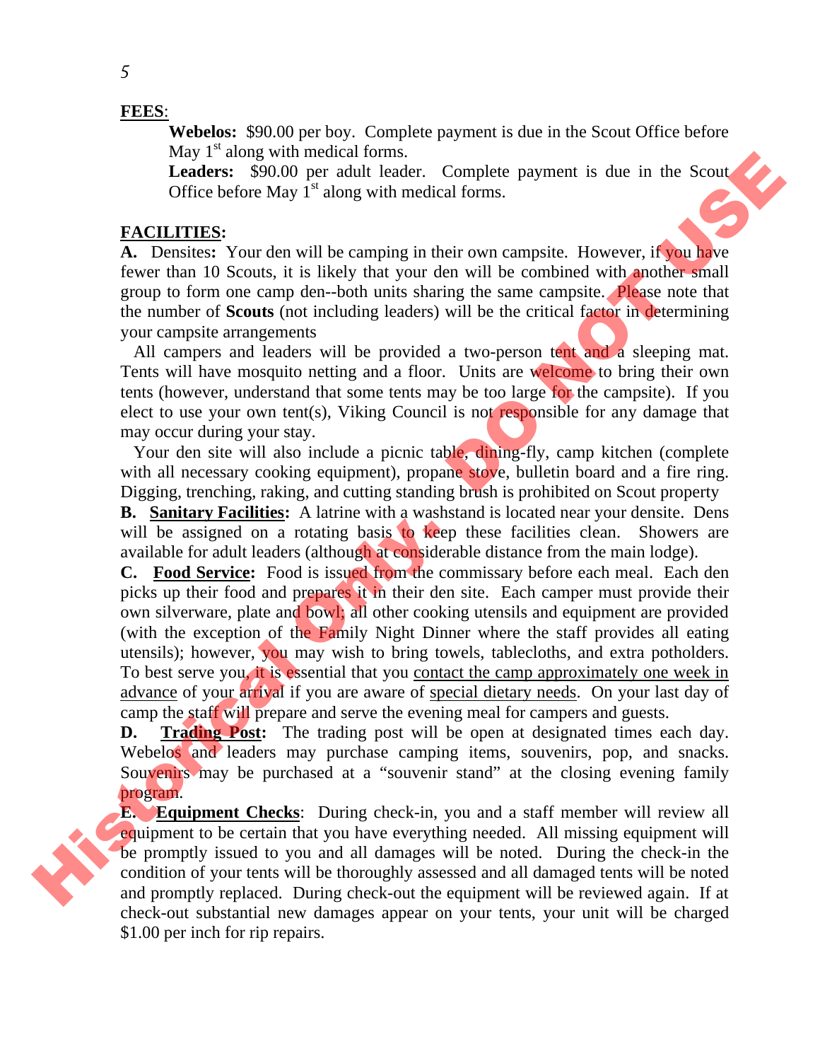**FEES**:

**Webelos:** $90.00 per boy. Complete payment is due in the Scout Office before May 1st along with medical forms.

**Leaders:** $90.00 per adult leader. Complete payment is due in the Scout Office before May 1st along with medical forms.

**FACILITIES:**

**A.** Densites**:** Your den will be camping in their own campsite. However, if you have fewer than 10 Scouts, it is likely that your den will be combined with another small group to form one camp den--both units sharing the same campsite. Please note that the number of **Scouts** (not including leaders) will be the critical factor in determining your campsite arrangements

All campers and leaders will be provided a two-person tent and a sleeping mat. Tents will have mosquito netting and a floor. Units are welcome to bring their own tents (however, understand that some tents may be too large for the campsite). If you elect to use your own tent(s), Viking Council is not responsible for any damage that may occur during your stay.

Your den site will also include a picnic table, dining-fly, camp kitchen (complete with all necessary cooking equipment), propane stove, bulletin board and a fire ring. Digging, trenching, raking, and cutting standing brush is prohibited on Scout property

**B.** **Sanitary Facilities:** A latrine with a washstand is located near your densite. Dens will be assigned on a rotating basis to keep these facilities clean. Showers are available for adult leaders (although at considerable distance from the main lodge).

**C.** **Food Service:** Food is issued from the commissary before each meal. Each den picks up their food and prepares it in their den site. Each camper must provide their own silverware, plate and bowl; all other cooking utensils and equipment are provided (with the exception of the Family Night Dinner where the staff provides all eating utensils); however, you may wish to bring towels, tablecloths, and extra potholders. To best serve you, it is essential that you contact the camp approximately one week in advance of your arrival if you are aware of special dietary needs. On your last day of camp the staff will prepare and serve the evening meal for campers and guests.

**D.** **Trading Post:** The trading post will be open at designated times each day. Webelos and leaders may purchase camping items, souvenirs, pop, and snacks. Souvenirs may be purchased at a "souvenir stand" at the closing evening family program.

**E.** **Equipment Checks**: During check-in, you and a staff member will review all equipment to be certain that you have everything needed. All missing equipment will be promptly issued to you and all damages will be noted. During the check-in the condition of your tents will be thoroughly assessed and all damaged tents will be noted and promptly replaced. During check-out the equipment will be reviewed again. If at check-out substantial new damages appear on your tents, your unit will be charged $1.00 per inch for rip repairs.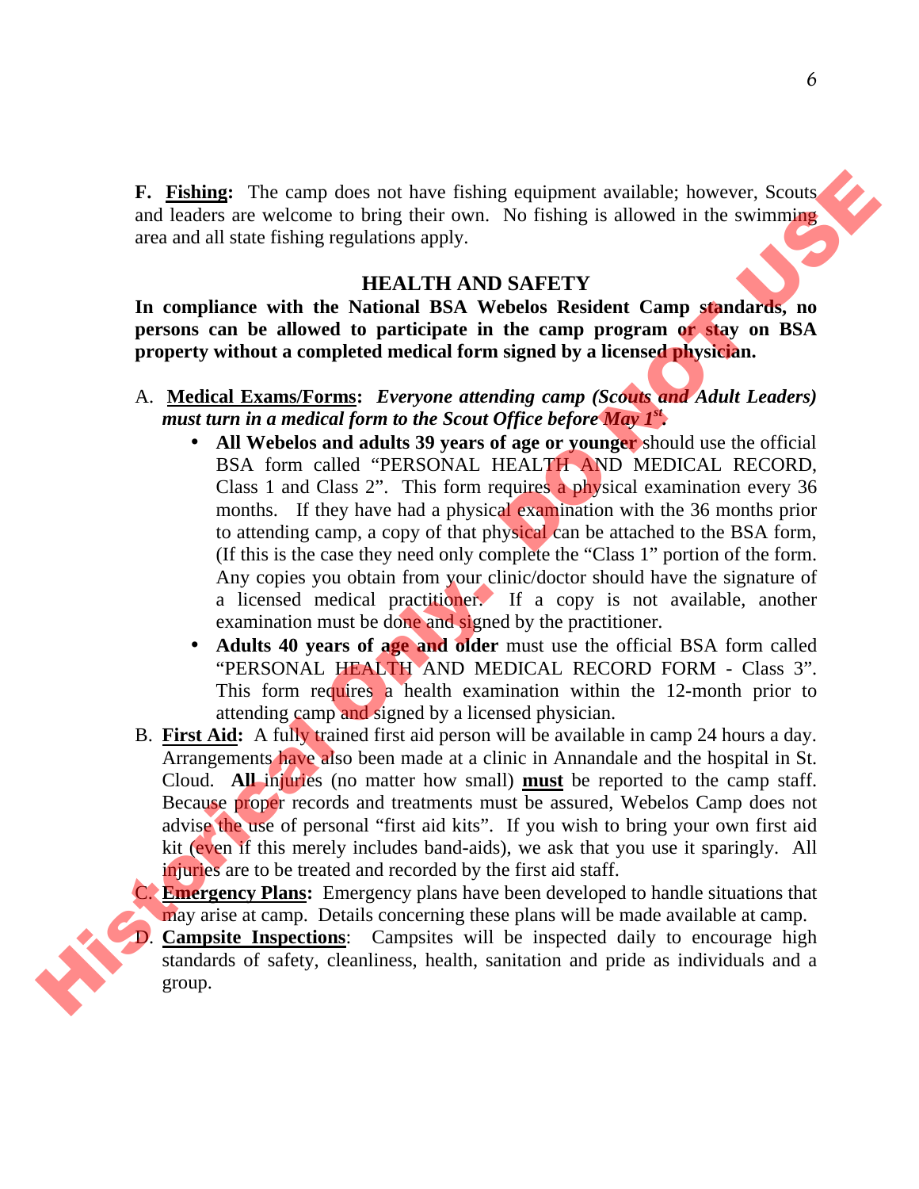**F. <u>Fishing</u>:** The camp does not have fishing equipment available; however, Scouts and leaders are welcome to bring their own. No fishing is allowed in the swimming area and all state fishing regulations apply.

## HEALTH AND SAFETY

**In compliance with the National BSA Webelos Resident Camp standards, no persons can be allowed to participate in the camp program or stay on BSA property without a completed medical form signed by a licensed physician.**

A. **<u>Medical Exams/Forms</u>:** ***Everyone attending camp (Scouts and Adult Leaders) must turn in a medical form to the Scout Office before May 1st.***

- **All Webelos and adults 39 years of age or younger** should use the official BSA form called "PERSONAL HEALTH AND MEDICAL RECORD, Class 1 and Class 2". This form requires a physical examination every 36 months. If they have had a physical examination with the 36 months prior to attending camp, a copy of that physical can be attached to the BSA form, (If this is the case they need only complete the "Class 1" portion of the form. Any copies you obtain from your clinic/doctor should have the signature of a licensed medical practitioner. If a copy is not available, another examination must be done and signed by the practitioner.
- **Adults 40 years of age and older** must use the official BSA form called "PERSONAL HEALTH AND MEDICAL RECORD FORM - Class 3". This form requires a health examination within the 12-month prior to attending camp and signed by a licensed physician.

B. **<u>First Aid</u>:** A fully trained first aid person will be available in camp 24 hours a day. Arrangements have also been made at a clinic in Annandale and the hospital in St. Cloud. **All** injuries (no matter how small) **<u>must</u>** be reported to the camp staff. Because proper records and treatments must be assured, Webelos Camp does not advise the use of personal "first aid kits". If you wish to bring your own first aid kit (even if this merely includes band-aids), we ask that you use it sparingly. All injuries are to be treated and recorded by the first aid staff.

C. **<u>Emergency Plans</u>:** Emergency plans have been developed to handle situations that may arise at camp. Details concerning these plans will be made available at camp.

D. **<u>Campsite Inspections</u>**: Campsites will be inspected daily to encourage high standards of safety, cleanliness, health, sanitation and pride as individuals and a group.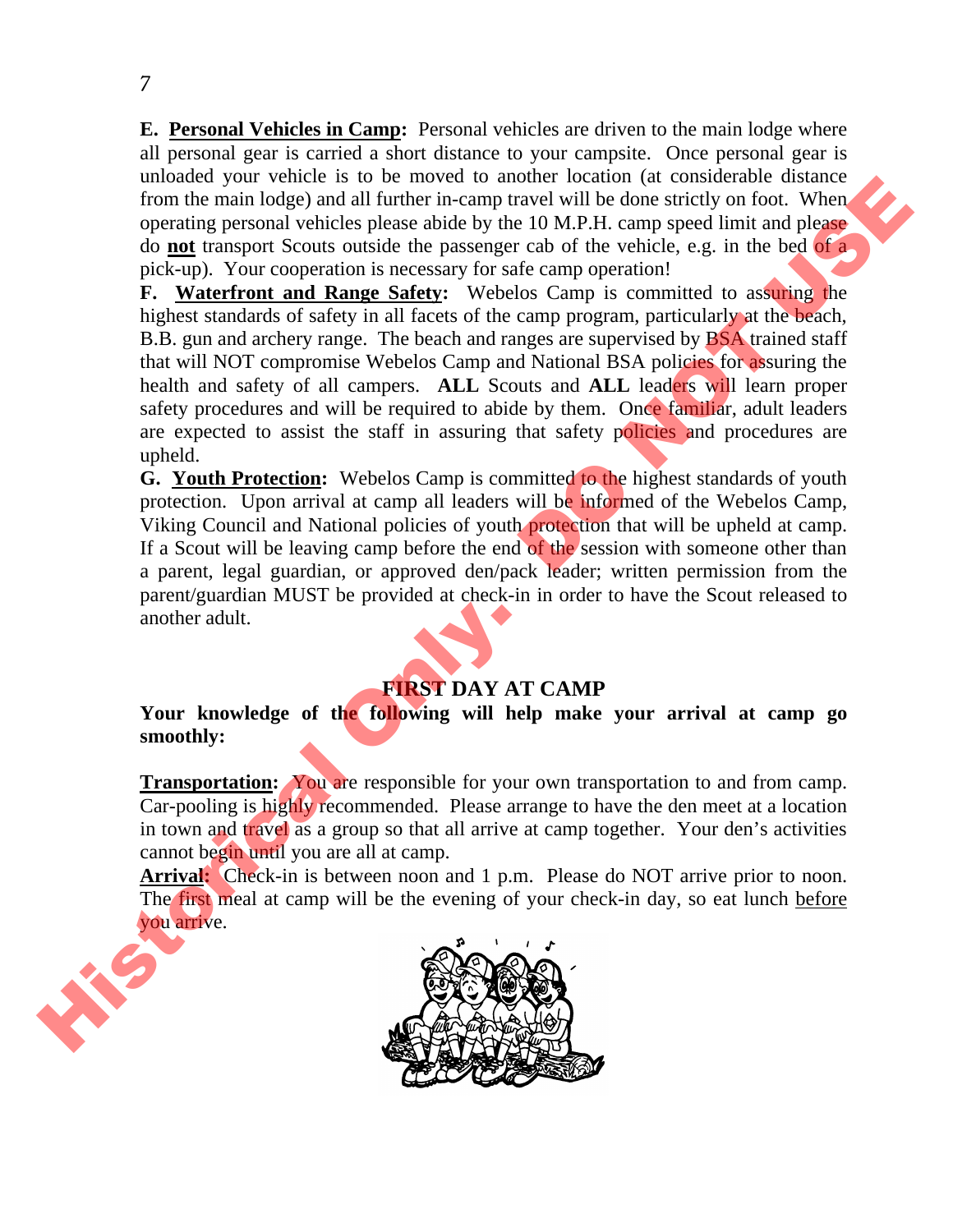**E. <u>Personal Vehicles in Camp</u>:** Personal vehicles are driven to the main lodge where all personal gear is carried a short distance to your campsite. Once personal gear is unloaded your vehicle is to be moved to another location (at considerable distance from the main lodge) and all further in-camp travel will be done strictly on foot. When operating personal vehicles please abide by the 10 M.P.H. camp speed limit and please do **<u>not</u>** transport Scouts outside the passenger cab of the vehicle, e.g. in the bed of a pick-up). Your cooperation is necessary for safe camp operation!

**F. <u>Waterfront and Range Safety</u>:** Webelos Camp is committed to assuring the highest standards of safety in all facets of the camp program, particularly at the beach, B.B. gun and archery range. The beach and ranges are supervised by BSA trained staff that will NOT compromise Webelos Camp and National BSA policies for assuring the health and safety of all campers. **ALL** Scouts and **ALL** leaders will learn proper safety procedures and will be required to abide by them. Once familiar, adult leaders are expected to assist the staff in assuring that safety policies and procedures are upheld.

**G. <u>Youth Protection</u>:** Webelos Camp is committed to the highest standards of youth protection. Upon arrival at camp all leaders will be informed of the Webelos Camp, Viking Council and National policies of youth protection that will be upheld at camp. If a Scout will be leaving camp before the end of the session with someone other than a parent, legal guardian, or approved den/pack leader; written permission from the parent/guardian MUST be provided at check-in in order to have the Scout released to another adult.

## FIRST DAY AT CAMP

**Your knowledge of the following will help make your arrival at camp go smoothly:**

**<u>Transportation</u>:** You are responsible for your own transportation to and from camp. Car-pooling is highly recommended. Please arrange to have the den meet at a location in town and travel as a group so that all arrive at camp together. Your den's activities cannot begin until you are all at camp.

**<u>Arrival</u>:** Check-in is between noon and 1 p.m. Please do NOT arrive prior to noon. The first meal at camp will be the evening of your check-in day, so eat lunch <u>before</u> you arrive.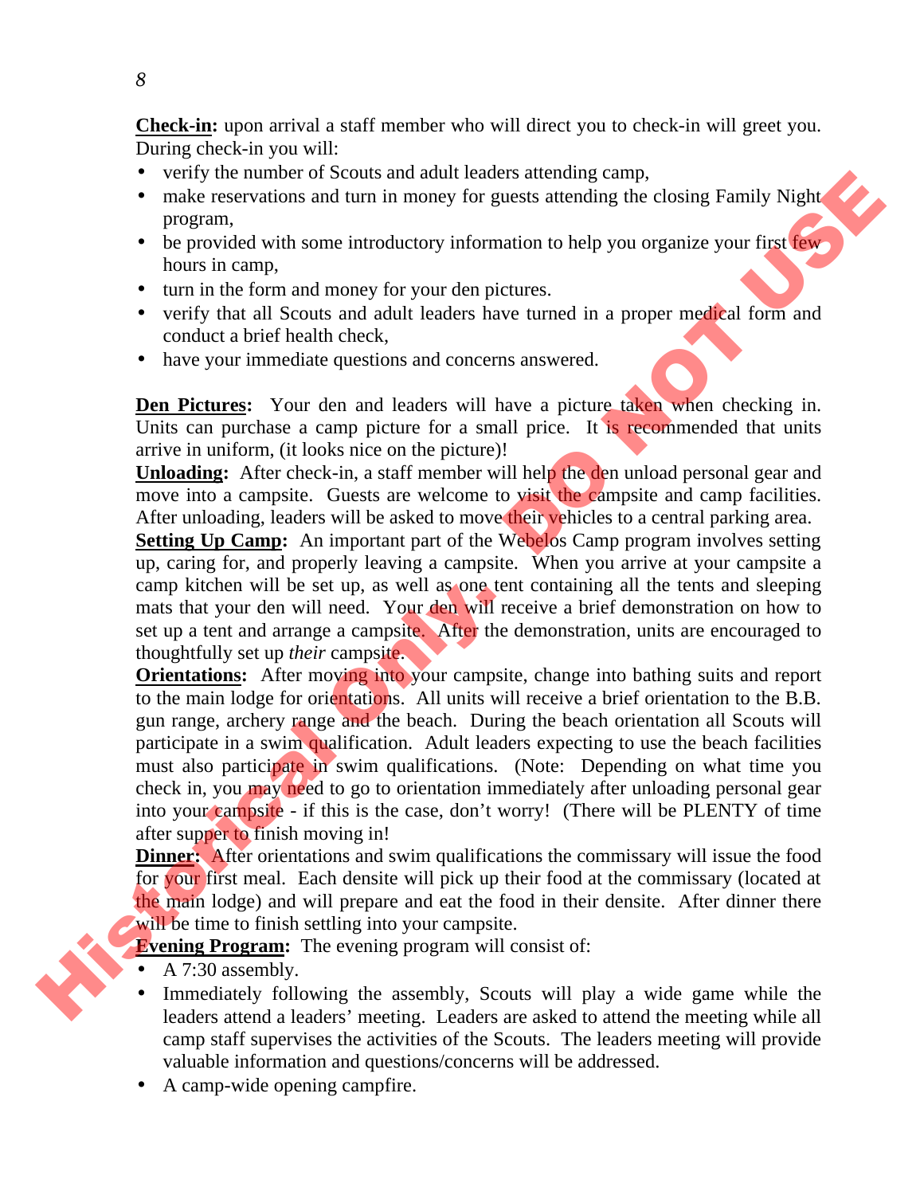**Check-in:** upon arrival a staff member who will direct you to check-in will greet you. During check-in you will:

- verify the number of Scouts and adult leaders attending camp,
- make reservations and turn in money for guests attending the closing Family Night program,
- be provided with some introductory information to help you organize your first few hours in camp,
- turn in the form and money for your den pictures.
- verify that all Scouts and adult leaders have turned in a proper medical form and conduct a brief health check,
- have your immediate questions and concerns answered.

**Den Pictures:** Your den and leaders will have a picture taken when checking in. Units can purchase a camp picture for a small price. It is recommended that units arrive in uniform, (it looks nice on the picture)!

**Unloading:** After check-in, a staff member will help the den unload personal gear and move into a campsite. Guests are welcome to visit the campsite and camp facilities. After unloading, leaders will be asked to move their vehicles to a central parking area.

**Setting Up Camp:** An important part of the Webelos Camp program involves setting up, caring for, and properly leaving a campsite. When you arrive at your campsite a camp kitchen will be set up, as well as one tent containing all the tents and sleeping mats that your den will need. Your den will receive a brief demonstration on how to set up a tent and arrange a campsite. After the demonstration, units are encouraged to thoughtfully set up *their* campsite.

**Orientations:** After moving into your campsite, change into bathing suits and report to the main lodge for orientations. All units will receive a brief orientation to the B.B. gun range, archery range and the beach. During the beach orientation all Scouts will participate in a swim qualification. Adult leaders expecting to use the beach facilities must also participate in swim qualifications. (Note: Depending on what time you check in, you may need to go to orientation immediately after unloading personal gear into your campsite - if this is the case, don't worry! (There will be PLENTY of time after supper to finish moving in!

**Dinner:** After orientations and swim qualifications the commissary will issue the food for your first meal. Each densite will pick up their food at the commissary (located at the main lodge) and will prepare and eat the food in their densite. After dinner there will be time to finish settling into your campsite.

**Evening Program:** The evening program will consist of:

- A 7:30 assembly.
- Immediately following the assembly, Scouts will play a wide game while the leaders attend a leaders' meeting. Leaders are asked to attend the meeting while all camp staff supervises the activities of the Scouts. The leaders meeting will provide valuable information and questions/concerns will be addressed.
- A camp-wide opening campfire.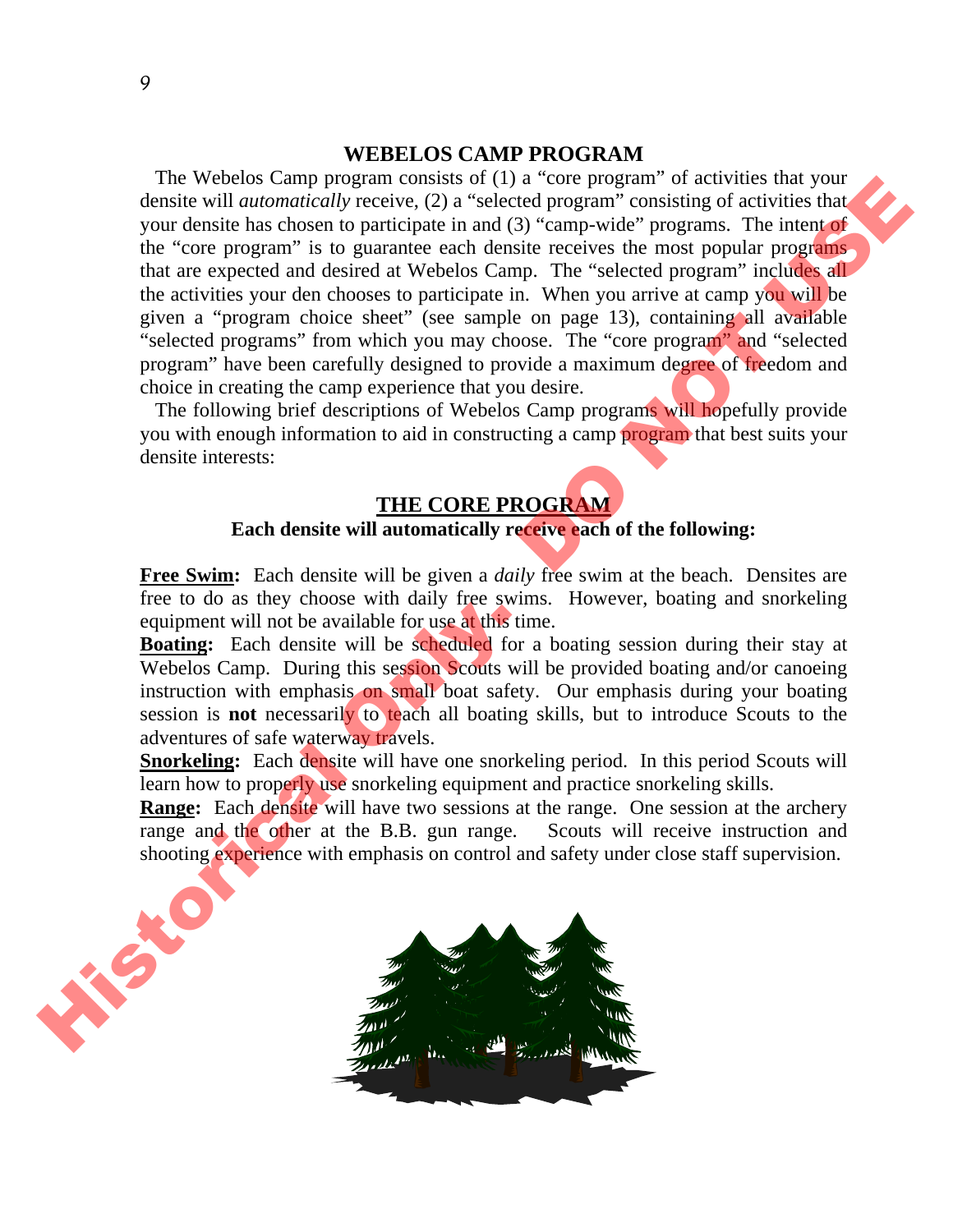## WEBELOS CAMP PROGRAM

The Webelos Camp program consists of (1) a "core program" of activities that your densite will *automatically* receive, (2) a "selected program" consisting of activities that your densite has chosen to participate in and (3) "camp-wide" programs. The intent of the "core program" is to guarantee each densite receives the most popular programs that are expected and desired at Webelos Camp. The "selected program" includes all the activities your den chooses to participate in. When you arrive at camp you will be given a "program choice sheet" (see sample on page 13), containing all available "selected programs" from which you may choose. The "core program" and "selected program" have been carefully designed to provide a maximum degree of freedom and choice in creating the camp experience that you desire.

The following brief descriptions of Webelos Camp programs will hopefully provide you with enough information to aid in constructing a camp program that best suits your densite interests:

### THE CORE PROGRAM

**Each densite will automatically receive each of the following:**

**Free Swim:** Each densite will be given a *daily* free swim at the beach. Densites are free to do as they choose with daily free swims. However, boating and snorkeling equipment will not be available for use at this time.

**Boating:** Each densite will be scheduled for a boating session during their stay at Webelos Camp. During this session Scouts will be provided boating and/or canoeing instruction with emphasis on small boat safety. Our emphasis during your boating session is **not** necessarily to teach all boating skills, but to introduce Scouts to the adventures of safe waterway travels.

**Snorkeling:** Each densite will have one snorkeling period. In this period Scouts will learn how to properly use snorkeling equipment and practice snorkeling skills.

**Range:** Each densite will have two sessions at the range. One session at the archery range and the other at the B.B. gun range. Scouts will receive instruction and shooting experience with emphasis on control and safety under close staff supervision.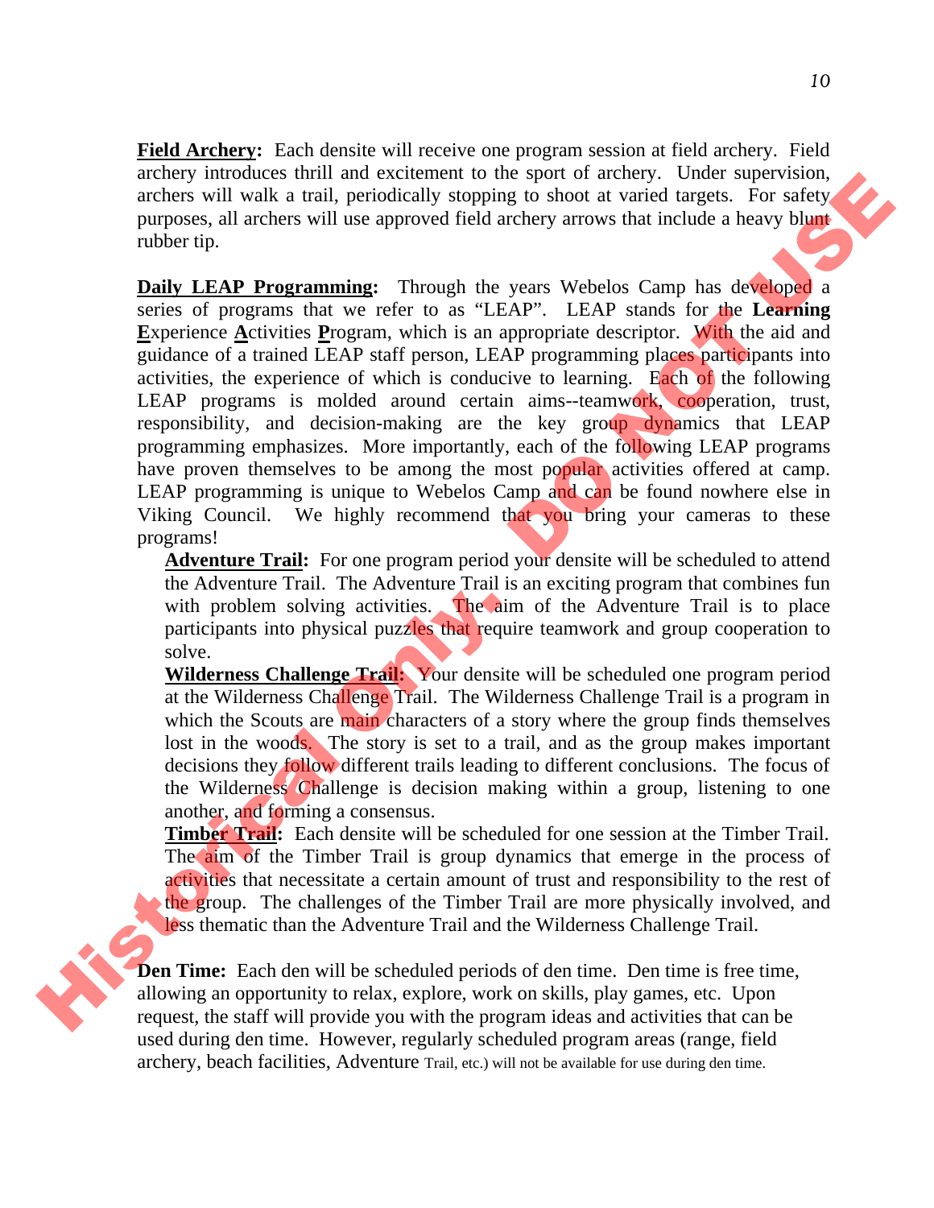**Field Archery:** Each densite will receive one program session at field archery. Field archery introduces thrill and excitement to the sport of archery. Under supervision, archers will walk a trail, periodically stopping to shoot at varied targets. For safety purposes, all archers will use approved field archery arrows that include a heavy blunt rubber tip.

**Daily LEAP Programming:** Through the years Webelos Camp has developed a series of programs that we refer to as "LEAP". LEAP stands for the **L**earning **E**xperience **A**ctivities **P**rogram, which is an appropriate descriptor. With the aid and guidance of a trained LEAP staff person, LEAP programming places participants into activities, the experience of which is conducive to learning. Each of the following LEAP programs is molded around certain aims--teamwork, cooperation, trust, responsibility, and decision-making are the key group dynamics that LEAP programming emphasizes. More importantly, each of the following LEAP programs have proven themselves to be among the most popular activities offered at camp. LEAP programming is unique to Webelos Camp and can be found nowhere else in Viking Council. We highly recommend that you bring your cameras to these programs!

**Adventure Trail:** For one program period your densite will be scheduled to attend the Adventure Trail. The Adventure Trail is an exciting program that combines fun with problem solving activities. The aim of the Adventure Trail is to place participants into physical puzzles that require teamwork and group cooperation to solve.

**Wilderness Challenge Trail:** Your densite will be scheduled one program period at the Wilderness Challenge Trail. The Wilderness Challenge Trail is a program in which the Scouts are main characters of a story where the group finds themselves lost in the woods. The story is set to a trail, and as the group makes important decisions they follow different trails leading to different conclusions. The focus of the Wilderness Challenge is decision making within a group, listening to one another, and forming a consensus.

**Timber Trail:** Each densite will be scheduled for one session at the Timber Trail. The aim of the Timber Trail is group dynamics that emerge in the process of activities that necessitate a certain amount of trust and responsibility to the rest of the group. The challenges of the Timber Trail are more physically involved, and less thematic than the Adventure Trail and the Wilderness Challenge Trail.

**Den Time:** Each den will be scheduled periods of den time. Den time is free time, allowing an opportunity to relax, explore, work on skills, play games, etc. Upon request, the staff will provide you with the program ideas and activities that can be used during den time. However, regularly scheduled program areas (range, field archery, beach facilities, Adventure Trail, etc.) will not be available for use during den time.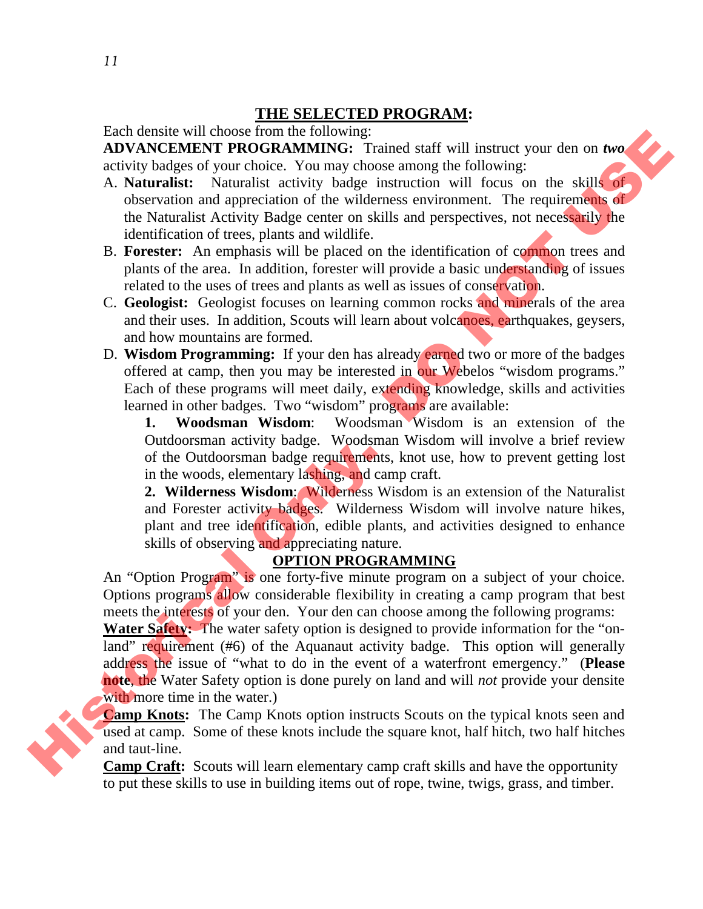## THE SELECTED PROGRAM:

Each densite will choose from the following:

**ADVANCEMENT PROGRAMMING:** Trained staff will instruct your den on ***two*** activity badges of your choice. You may choose among the following:

A. **Naturalist:** Naturalist activity badge instruction will focus on the skills of observation and appreciation of the wilderness environment. The requirements of the Naturalist Activity Badge center on skills and perspectives, not necessarily the identification of trees, plants and wildlife.

B. **Forester:** An emphasis will be placed on the identification of common trees and plants of the area. In addition, forester will provide a basic understanding of issues related to the uses of trees and plants as well as issues of conservation.

C. **Geologist:** Geologist focuses on learning common rocks and minerals of the area and their uses. In addition, Scouts will learn about volcanoes, earthquakes, geysers, and how mountains are formed.

D. **Wisdom Programming:** If your den has already earned two or more of the badges offered at camp, then you may be interested in our Webelos "wisdom programs." Each of these programs will meet daily, extending knowledge, skills and activities learned in other badges. Two "wisdom" programs are available:

   1. **Woodsman Wisdom**: Woodsman Wisdom is an extension of the Outdoorsman activity badge. Woodsman Wisdom will involve a brief review of the Outdoorsman badge requirements, knot use, how to prevent getting lost in the woods, elementary lashing, and camp craft.

   2. **Wilderness Wisdom**: Wilderness Wisdom is an extension of the Naturalist and Forester activity badges. Wilderness Wisdom will involve nature hikes, plant and tree identification, edible plants, and activities designed to enhance skills of observing and appreciating nature.

## OPTION PROGRAMMING

An "Option Program" is one forty-five minute program on a subject of your choice. Options programs allow considerable flexibility in creating a camp program that best meets the interests of your den. Your den can choose among the following programs:

**Water Safety:** The water safety option is designed to provide information for the "on-land" requirement (#6) of the Aquanaut activity badge. This option will generally address the issue of "what to do in the event of a waterfront emergency." (**Please note**, the Water Safety option is done purely on land and will *not* provide your densite with more time in the water.)

**Camp Knots:** The Camp Knots option instructs Scouts on the typical knots seen and used at camp. Some of these knots include the square knot, half hitch, two half hitches and taut-line.

**Camp Craft:** Scouts will learn elementary camp craft skills and have the opportunity to put these skills to use in building items out of rope, twine, twigs, grass, and timber.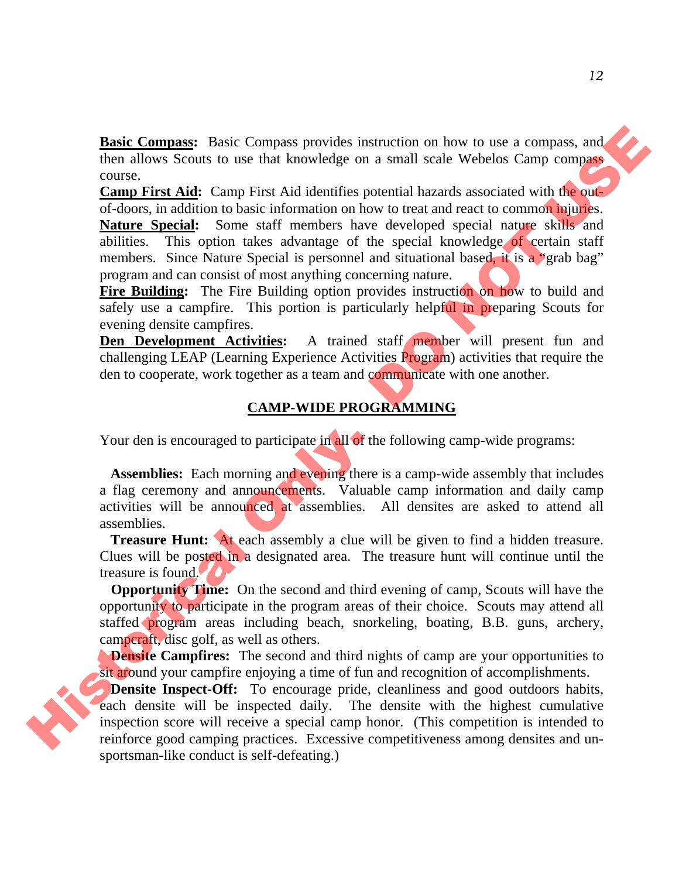**Basic Compass:** Basic Compass provides instruction on how to use a compass, and then allows Scouts to use that knowledge on a small scale Webelos Camp compass course.

**Camp First Aid:** Camp First Aid identifies potential hazards associated with the out-of-doors, in addition to basic information on how to treat and react to common injuries.

**Nature Special:** Some staff members have developed special nature skills and abilities. This option takes advantage of the special knowledge of certain staff members. Since Nature Special is personnel and situational based, it is a "grab bag" program and can consist of most anything concerning nature.

**Fire Building:** The Fire Building option provides instruction on how to build and safely use a campfire. This portion is particularly helpful in preparing Scouts for evening densite campfires.

**Den Development Activities:** A trained staff member will present fun and challenging LEAP (Learning Experience Activities Program) activities that require the den to cooperate, work together as a team and communicate with one another.

## CAMP-WIDE PROGRAMMING

Your den is encouraged to participate in all of the following camp-wide programs:

**Assemblies:** Each morning and evening there is a camp-wide assembly that includes a flag ceremony and announcements. Valuable camp information and daily camp activities will be announced at assemblies. All densites are asked to attend all assemblies.

**Treasure Hunt:** At each assembly a clue will be given to find a hidden treasure. Clues will be posted in a designated area. The treasure hunt will continue until the treasure is found.

**Opportunity Time:** On the second and third evening of camp, Scouts will have the opportunity to participate in the program areas of their choice. Scouts may attend all staffed program areas including beach, snorkeling, boating, B.B. guns, archery, campcraft, disc golf, as well as others.

**Densite Campfires:** The second and third nights of camp are your opportunities to sit around your campfire enjoying a time of fun and recognition of accomplishments.

**Densite Inspect-Off:** To encourage pride, cleanliness and good outdoors habits, each densite will be inspected daily. The densite with the highest cumulative inspection score will receive a special camp honor. (This competition is intended to reinforce good camping practices. Excessive competitiveness among densites and un-sportsman-like conduct is self-defeating.)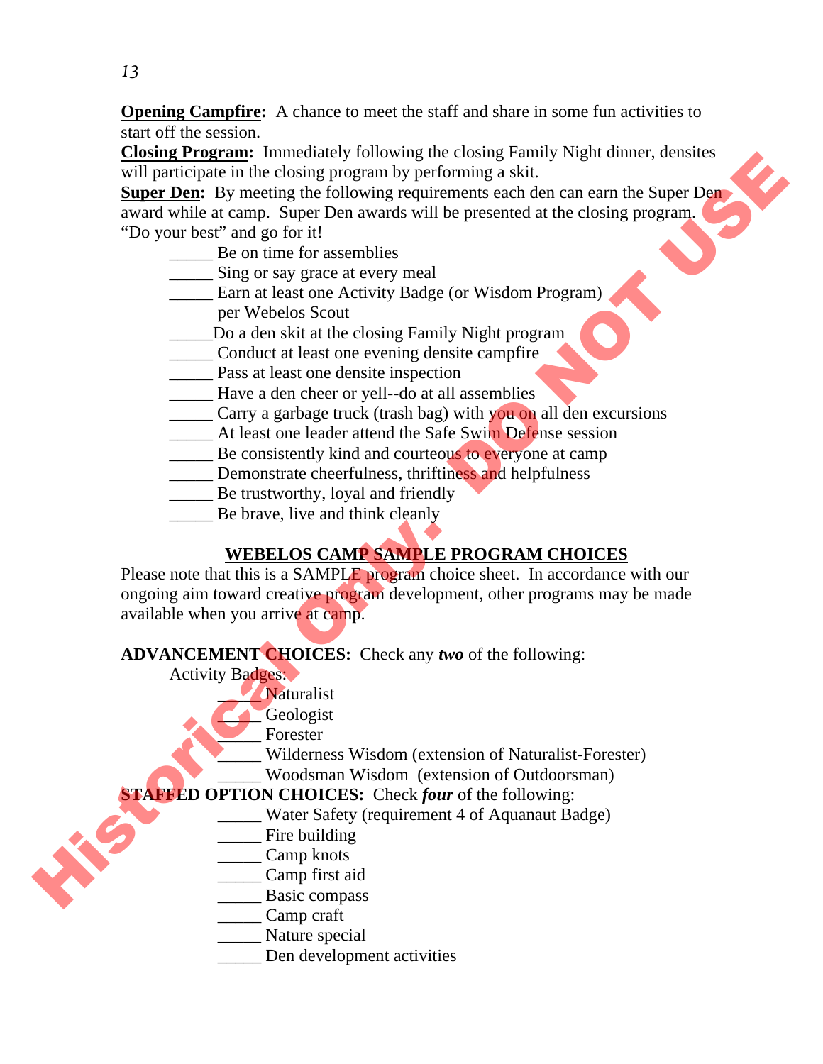**Opening Campfire:** A chance to meet the staff and share in some fun activities to start off the session.

**Closing Program:** Immediately following the closing Family Night dinner, densites will participate in the closing program by performing a skit.

**Super Den:** By meeting the following requirements each den can earn the Super Den award while at camp. Super Den awards will be presented at the closing program. "Do your best" and go for it!

- _____ Be on time for assemblies
- _____ Sing or say grace at every meal
- _____ Earn at least one Activity Badge (or Wisdom Program) per Webelos Scout
- _____Do a den skit at the closing Family Night program
- _____ Conduct at least one evening densite campfire
- _____ Pass at least one densite inspection
- _____ Have a den cheer or yell--do at all assemblies
- _____ Carry a garbage truck (trash bag) with you on all den excursions
- _____ At least one leader attend the Safe Swim Defense session
- _____ Be consistently kind and courteous to everyone at camp
- _____ Demonstrate cheerfulness, thriftiness and helpfulness
- _____ Be trustworthy, loyal and friendly
- _____ Be brave, live and think cleanly

## WEBELOS CAMP SAMPLE PROGRAM CHOICES

Please note that this is a SAMPLE program choice sheet. In accordance with our ongoing aim toward creative program development, other programs may be made available when you arrive at camp.

**ADVANCEMENT CHOICES:** Check any ***two*** of the following:

Activity Badges:

- _____ Naturalist
- _____ Geologist
- _____ Forester
- _____ Wilderness Wisdom (extension of Naturalist-Forester)
- _____ Woodsman Wisdom (extension of Outdoorsman)

**STAFFED OPTION CHOICES:** Check ***four*** of the following:

- _____ Water Safety (requirement 4 of Aquanaut Badge)
- _____ Fire building
- _____ Camp knots
- _____ Camp first aid
- _____ Basic compass
- _____ Camp craft
- _____ Nature special
- _____ Den development activities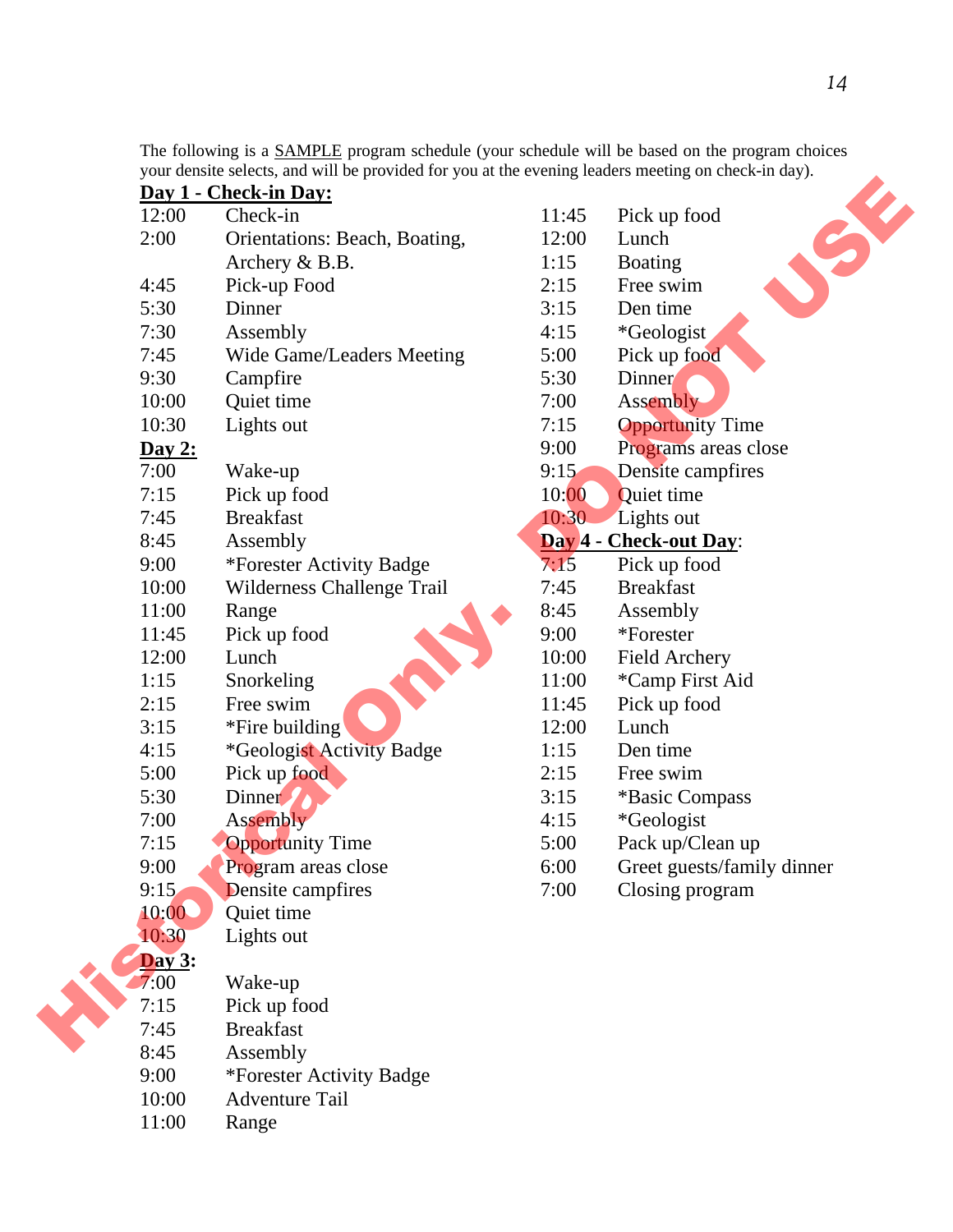The following is a SAMPLE program schedule (your schedule will be based on the program choices your densite selects, and will be provided for you at the evening leaders meeting on check-in day).

**Day 1 - Check-in Day:**

| | |
|---|---|
| 12:00 | Check-in |
| 2:00 | Orientations: Beach, Boating, Archery & B.B. |
| 4:45 | Pick-up Food |
| 5:30 | Dinner |
| 7:30 | Assembly |
| 7:45 | Wide Game/Leaders Meeting |
| 9:30 | Campfire |
| 10:00 | Quiet time |
| 10:30 | Lights out |

**Day 2:**

| | |
|---|---|
| 7:00 | Wake-up |
| 7:15 | Pick up food |
| 7:45 | Breakfast |
| 8:45 | Assembly |
| 9:00 | *Forester Activity Badge |
| 10:00 | Wilderness Challenge Trail |
| 11:00 | Range |
| 11:45 | Pick up food |
| 12:00 | Lunch |
| 1:15 | Snorkeling |
| 2:15 | Free swim |
| 3:15 | *Fire building |
| 4:15 | *Geologist Activity Badge |
| 5:00 | Pick up food |
| 5:30 | Dinner |
| 7:00 | Assembly |
| 7:15 | Opportunity Time |
| 9:00 | Program areas close |
| 9:15 | Densite campfires |
| 10:00 | Quiet time |
| 10:30 | Lights out |

**Day 3:**

| | |
|---|---|
| 7:00 | Wake-up |
| 7:15 | Pick up food |
| 7:45 | Breakfast |
| 8:45 | Assembly |
| 9:00 | *Forester Activity Badge |
| 10:00 | Adventure Tail |
| 11:00 | Range |
| 11:45 | Pick up food |
| 12:00 | Lunch |
| 1:15 | Boating |
| 2:15 | Free swim |
| 3:15 | Den time |
| 4:15 | *Geologist |
| 5:00 | Pick up food |
| 5:30 | Dinner |
| 7:00 | Assembly |
| 7:15 | Opportunity Time |
| 9:00 | Programs areas close |
| 9:15 | Densite campfires |
| 10:00 | Quiet time |
| 10:30 | Lights out |

**Day 4 - Check-out Day**:

| | |
|---|---|
| 7:15 | Pick up food |
| 7:45 | Breakfast |
| 8:45 | Assembly |
| 9:00 | *Forester |
| 10:00 | Field Archery |
| 11:00 | *Camp First Aid |
| 11:45 | Pick up food |
| 12:00 | Lunch |
| 1:15 | Den time |
| 2:15 | Free swim |
| 3:15 | *Basic Compass |
| 4:15 | *Geologist |
| 5:00 | Pack up/Clean up |
| 6:00 | Greet guests/family dinner |
| 7:00 | Closing program |

Historical Only. DO NOT USE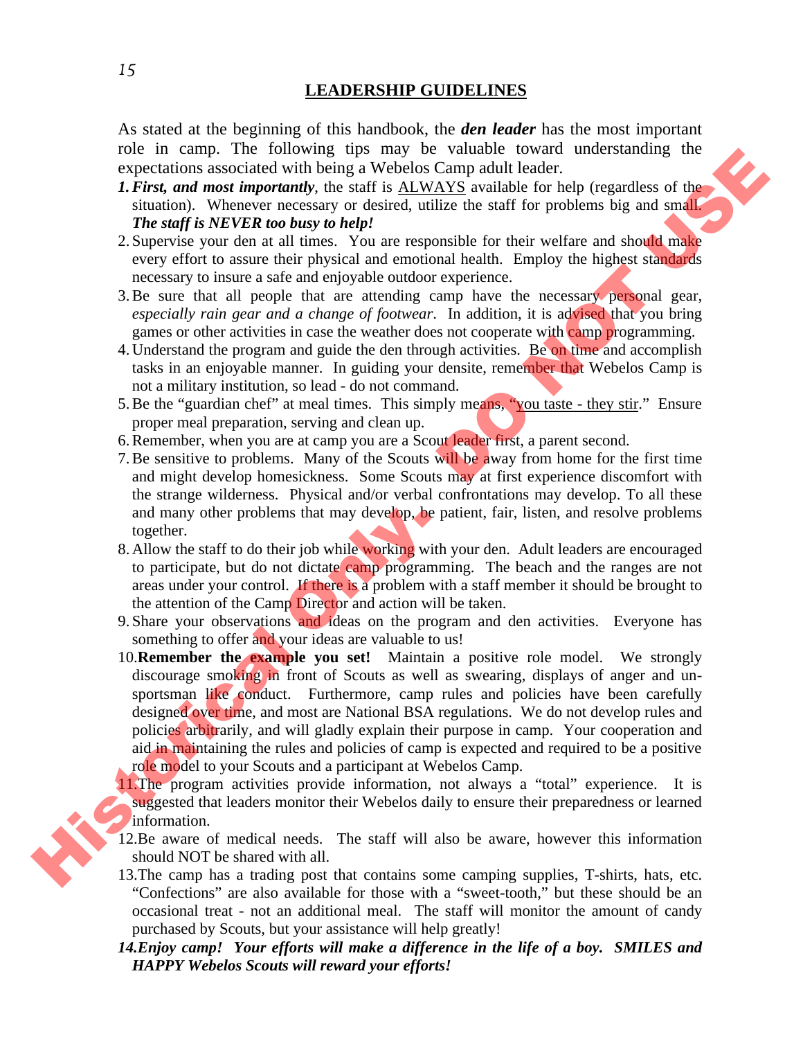## LEADERSHIP GUIDELINES

As stated at the beginning of this handbook, the ***den leader*** has the most important role in camp. The following tips may be valuable toward understanding the expectations associated with being a Webelos Camp adult leader.

1. ***First, and most importantly***, the staff is ALWAYS available for help (regardless of the situation). Whenever necessary or desired, utilize the staff for problems big and small. ***The staff is NEVER too busy to help!***
2. Supervise your den at all times. You are responsible for their welfare and should make every effort to assure their physical and emotional health. Employ the highest standards necessary to insure a safe and enjoyable outdoor experience.
3. Be sure that all people that are attending camp have the necessary personal gear, *especially rain gear and a change of footwear*. In addition, it is advised that you bring games or other activities in case the weather does not cooperate with camp programming.
4. Understand the program and guide the den through activities. Be on time and accomplish tasks in an enjoyable manner. In guiding your densite, remember that Webelos Camp is not a military institution, so lead - do not command.
5. Be the "guardian chef" at meal times. This simply means, "you taste - they stir." Ensure proper meal preparation, serving and clean up.
6. Remember, when you are at camp you are a Scout leader first, a parent second.
7. Be sensitive to problems. Many of the Scouts will be away from home for the first time and might develop homesickness. Some Scouts may at first experience discomfort with the strange wilderness. Physical and/or verbal confrontations may develop. To all these and many other problems that may develop, be patient, fair, listen, and resolve problems together.
8. Allow the staff to do their job while working with your den. Adult leaders are encouraged to participate, but do not dictate camp programming. The beach and the ranges are not areas under your control. If there is a problem with a staff member it should be brought to the attention of the Camp Director and action will be taken.
9. Share your observations and ideas on the program and den activities. Everyone has something to offer and your ideas are valuable to us!
10. **Remember the example you set!** Maintain a positive role model. We strongly discourage smoking in front of Scouts as well as swearing, displays of anger and un-sportsman like conduct. Furthermore, camp rules and policies have been carefully designed over time, and most are National BSA regulations. We do not develop rules and policies arbitrarily, and will gladly explain their purpose in camp. Your cooperation and aid in maintaining the rules and policies of camp is expected and required to be a positive role model to your Scouts and a participant at Webelos Camp.
11. The program activities provide information, not always a "total" experience. It is suggested that leaders monitor their Webelos daily to ensure their preparedness or learned information.
12. Be aware of medical needs. The staff will also be aware, however this information should NOT be shared with all.
13. The camp has a trading post that contains some camping supplies, T-shirts, hats, etc. "Confections" are also available for those with a "sweet-tooth," but these should be an occasional treat - not an additional meal. The staff will monitor the amount of candy purchased by Scouts, but your assistance will help greatly!
14. ***Enjoy camp! Your efforts will make a difference in the life of a boy. SMILES and HAPPY Webelos Scouts will reward your efforts!***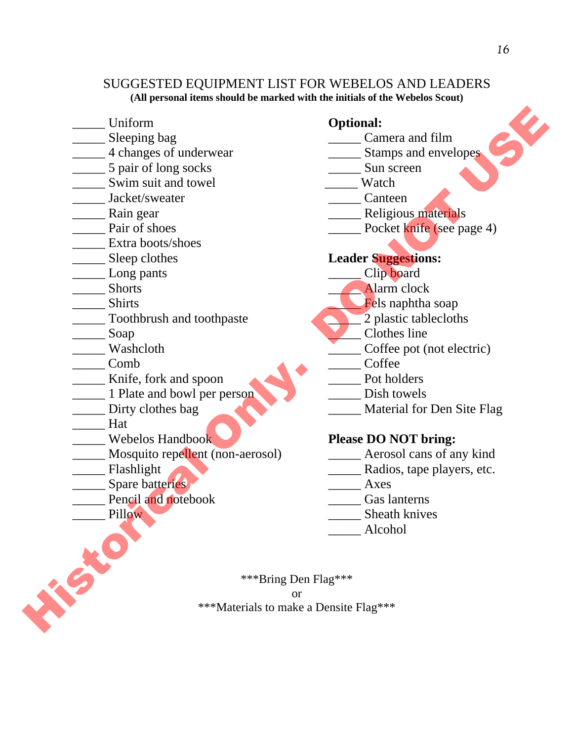# SUGGESTED EQUIPMENT LIST FOR WEBELOS AND LEADERS

**(All personal items should be marked with the initials of the Webelos Scout)**

_____ Uniform
_____ Sleeping bag
_____ 4 changes of underwear
_____ 5 pair of long socks
_____ Swim suit and towel
_____ Jacket/sweater
_____ Rain gear
_____ Pair of shoes
_____ Extra boots/shoes
_____ Sleep clothes
_____ Long pants
_____ Shorts
_____ Shirts
_____ Toothbrush and toothpaste
_____ Soap
_____ Washcloth
_____ Comb
_____ Knife, fork and spoon
_____ 1 Plate and bowl per person
_____ Dirty clothes bag
_____ Hat
_____ Webelos Handbook
_____ Mosquito repellent (non-aerosol)
_____ Flashlight
_____ Spare batteries
_____ Pencil and notebook
_____ Pillow

**Optional:**

_____ Camera and film
_____ Stamps and envelopes
_____ Sun screen
_____ Watch
_____ Canteen
_____ Religious materials
_____ Pocket knife (see page 4)

**Leader Suggestions:**

_____ Clip board
_____ Alarm clock
_____ Fels naphtha soap
_____ 2 plastic tablecloths
_____ Clothes line
_____ Coffee pot (not electric)
_____ Coffee
_____ Pot holders
_____ Dish towels
_____ Material for Den Site Flag

**Please DO NOT bring:**

_____ Aerosol cans of any kind
_____ Radios, tape players, etc.
_____ Axes
_____ Gas lanterns
_____ Sheath knives
_____ Alcohol

***Bring Den Flag***
or
***Materials to make a Densite Flag***

Historical Only. DO NOT USE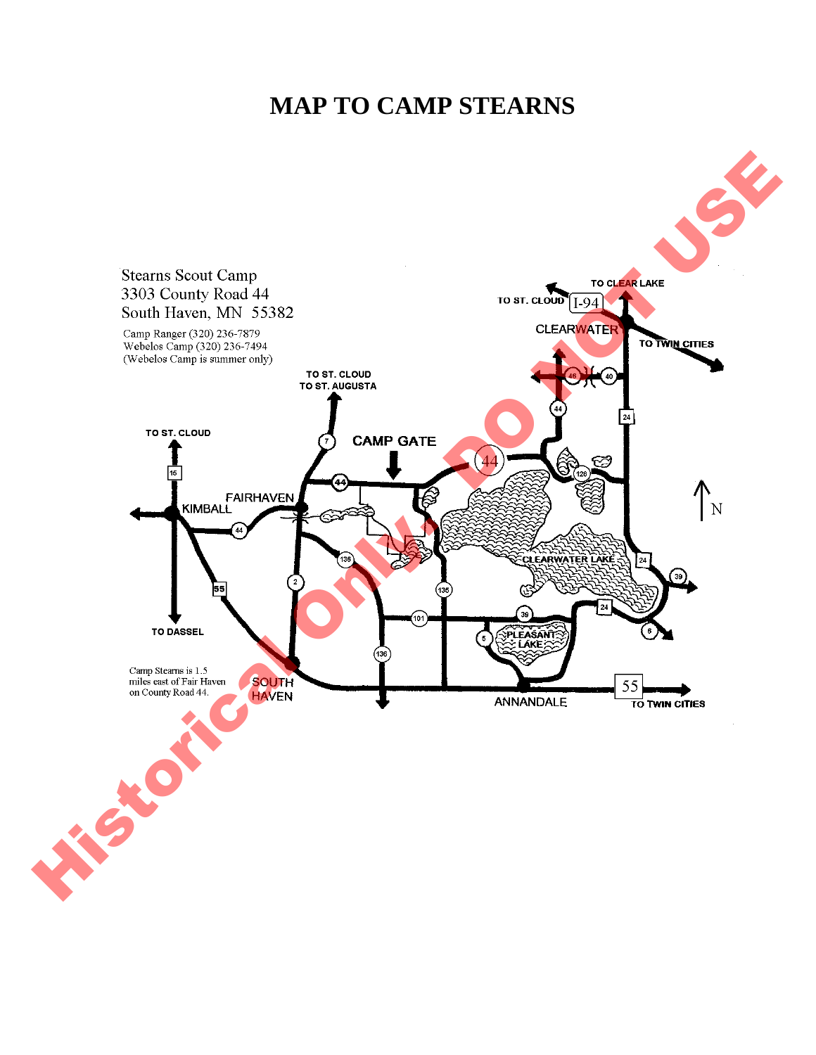# MAP TO CAMP STEARNS

Stearns Scout Camp
3303 County Road 44
South Haven, MN 55382

Camp Ranger (320) 236-7879
Webelos Camp (320) 236-7494
(Webelos Camp is summer only)

Camp Stearns is 1.5 miles east of Fair Haven on County Road 44.

TO ST. CLOUD
TO ST. AUGUSTA
CAMP GATE
TO ST. CLOUD
I-94
TO CLEAR LAKE
CLEARWATER
TO TWIN CITIES
KIMBALL
FAIRHAVEN
CLEARWATER LAKE
PLEASANT LAKE
TO DASSEL
SOUTH HAVEN
ANNANDALE
TO TWIN CITIES
N

Historical Only, DO NOT USE